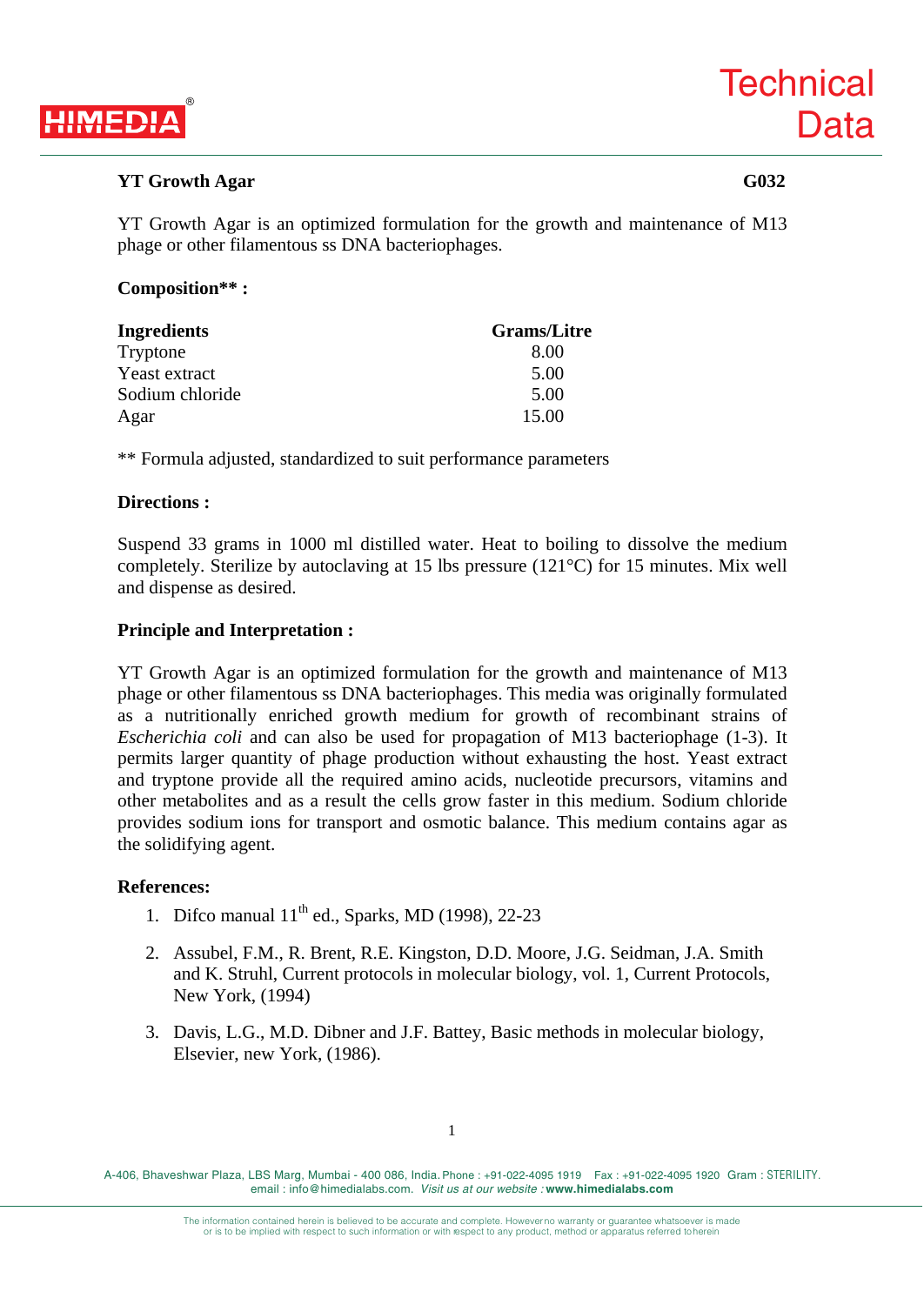# Technical Data

## YT Growth Agar **G032**

YT Growth Agar is an optimized formulation for the growth and maintenance of M13 phage or other filamentous ss DNA bacteriophages.

**Composition** :**

| Ingredients | Grams/Litre |
|---|---|
| Tryptone | 8.00 |
| Yeast extract | 5.00 |
| Sodium chloride | 5.00 |
| Agar | 15.00 |

** Formula adjusted, standardized to suit performance parameters

**Directions :**

Suspend 33 grams in 1000 ml distilled water. Heat to boiling to dissolve the medium completely. Sterilize by autoclaving at 15 lbs pressure (121°C) for 15 minutes. Mix well and dispense as desired.

**Principle and Interpretation :**

YT Growth Agar is an optimized formulation for the growth and maintenance of M13 phage or other filamentous ss DNA bacteriophages. This media was originally formulated as a nutritionally enriched growth medium for growth of recombinant strains of *Escherichia coli* and can also be used for propagation of M13 bacteriophage (1-3). It permits larger quantity of phage production without exhausting the host. Yeast extract and tryptone provide all the required amino acids, nucleotide precursors, vitamins and other metabolites and as a result the cells grow faster in this medium. Sodium chloride provides sodium ions for transport and osmotic balance. This medium contains agar as the solidifying agent.

**References:**

1. Difco manual 11th ed., Sparks, MD (1998), 22-23
2. Assubel, F.M., R. Brent, R.E. Kingston, D.D. Moore, J.G. Seidman, J.A. Smith and K. Struhl, Current protocols in molecular biology, vol. 1, Current Protocols, New York, (1994)
3. Davis, L.G., M.D. Dibner and J.F. Battey, Basic methods in molecular biology, Elsevier, new York, (1986).

A-406, Bhaveshwar Plaza, LBS Marg, Mumbai - 400 086, India. Phone : +91-022-4095 1919 Fax : +91-022-4095 1920 Gram : STERILITY. email : info@himedialabs.com. *Visit us at our website :* **www.himedialabs.com**

The information contained herein is believed to be accurate and complete. However no warranty or guarantee whatsoever is made or is to be implied with respect to such information or with respect to any product, method or apparatus referred to herein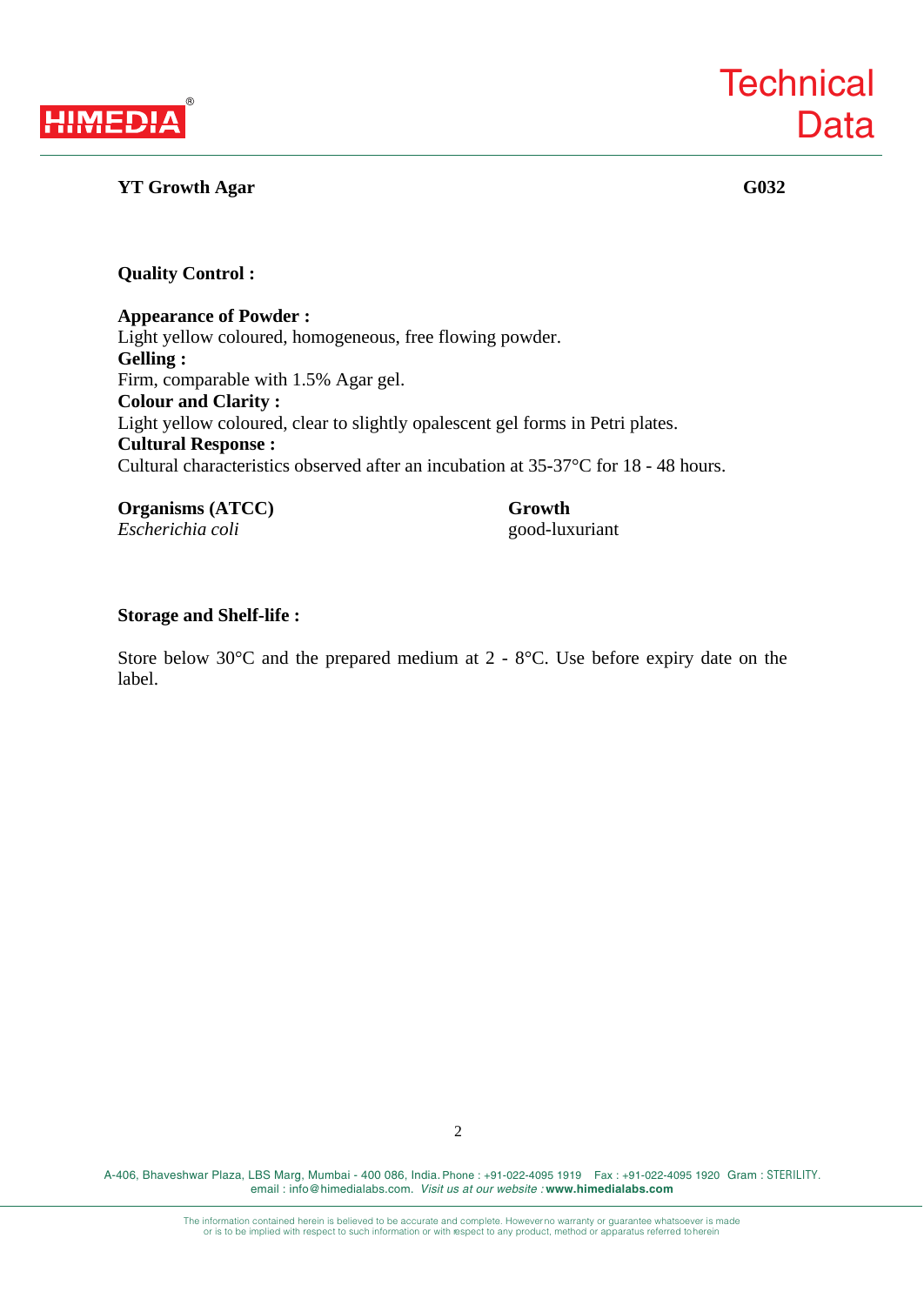**YT Growth Agar** **G032**

**Quality Control :**

**Appearance of Powder :**
Light yellow coloured, homogeneous, free flowing powder.
**Gelling :**
Firm, comparable with 1.5% Agar gel.
**Colour and Clarity :**
Light yellow coloured, clear to slightly opalescent gel forms in Petri plates.
**Cultural Response :**
Cultural characteristics observed after an incubation at 35-37°C for 18 - 48 hours.

| Organisms (ATCC) | Growth |
|---|---|
| *Escherichia coli* | good-luxuriant |

**Storage and Shelf-life :**

Store below 30°C and the prepared medium at 2 - 8°C. Use before expiry date on the label.

A-406, Bhaveshwar Plaza, LBS Marg, Mumbai - 400 086, India. Phone : +91-022-4095 1919 Fax : +91-022-4095 1920 Gram : STERILITY.
email : info@himedialabs.com. *Visit us at our website :* **www.himedialabs.com**

The information contained herein is believed to be accurate and complete. However no warranty or guarantee whatsoever is made or is to be implied with respect to such information or with respect to any product, method or apparatus referred to herein